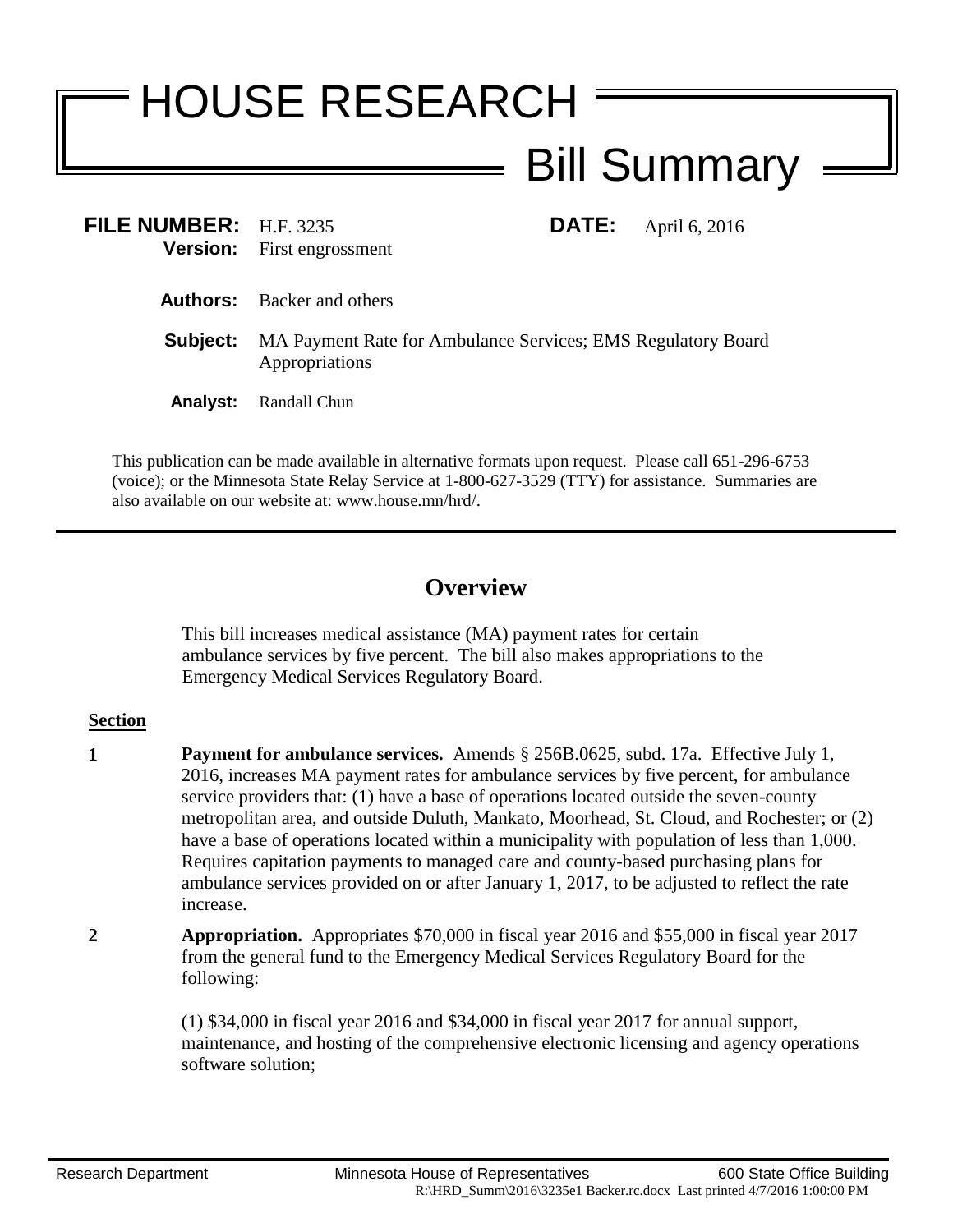# HOUSE RESEARCH

## Bill Summary

**FILE NUMBER:** H.F. 3235
**Version:** First engrossment

**DATE:** April 6, 2016

**Authors:** Backer and others

**Subject:** MA Payment Rate for Ambulance Services; EMS Regulatory Board Appropriations

**Analyst:** Randall Chun

This publication can be made available in alternative formats upon request. Please call 651-296-6753 (voice); or the Minnesota State Relay Service at 1-800-627-3529 (TTY) for assistance. Summaries are also available on our website at: www.house.mn/hrd/.

---

## Overview

This bill increases medical assistance (MA) payment rates for certain ambulance services by five percent. The bill also makes appropriations to the Emergency Medical Services Regulatory Board.

**Section**

**1** **Payment for ambulance services.** Amends § 256B.0625, subd. 17a. Effective July 1, 2016, increases MA payment rates for ambulance services by five percent, for ambulance service providers that: (1) have a base of operations located outside the seven-county metropolitan area, and outside Duluth, Mankato, Moorhead, St. Cloud, and Rochester; or (2) have a base of operations located within a municipality with population of less than 1,000. Requires capitation payments to managed care and county-based purchasing plans for ambulance services provided on or after January 1, 2017, to be adjusted to reflect the rate increase.

**2** **Appropriation.** Appropriates $70,000 in fiscal year 2016 and $55,000 in fiscal year 2017 from the general fund to the Emergency Medical Services Regulatory Board for the following:

(1) $34,000 in fiscal year 2016 and $34,000 in fiscal year 2017 for annual support, maintenance, and hosting of the comprehensive electronic licensing and agency operations software solution;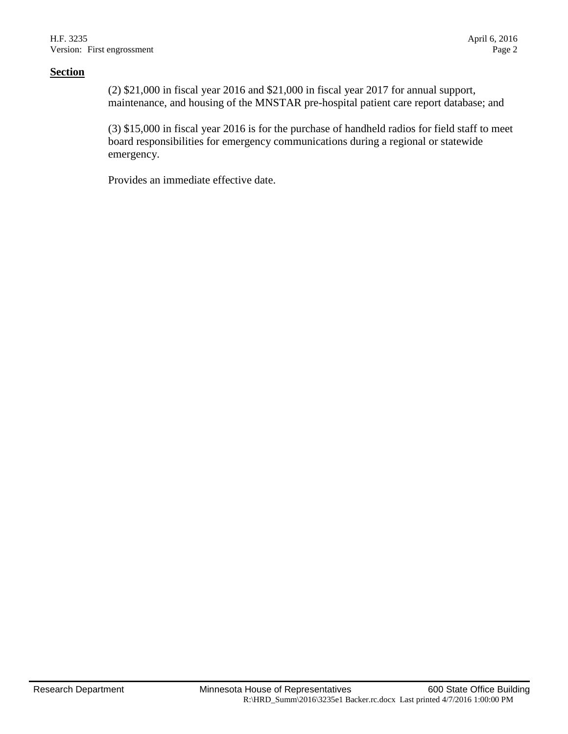**Section**

(2) $21,000 in fiscal year 2016 and $21,000 in fiscal year 2017 for annual support, maintenance, and housing of the MNSTAR pre-hospital patient care report database; and

(3) $15,000 in fiscal year 2016 is for the purchase of handheld radios for field staff to meet board responsibilities for emergency communications during a regional or statewide emergency.

Provides an immediate effective date.